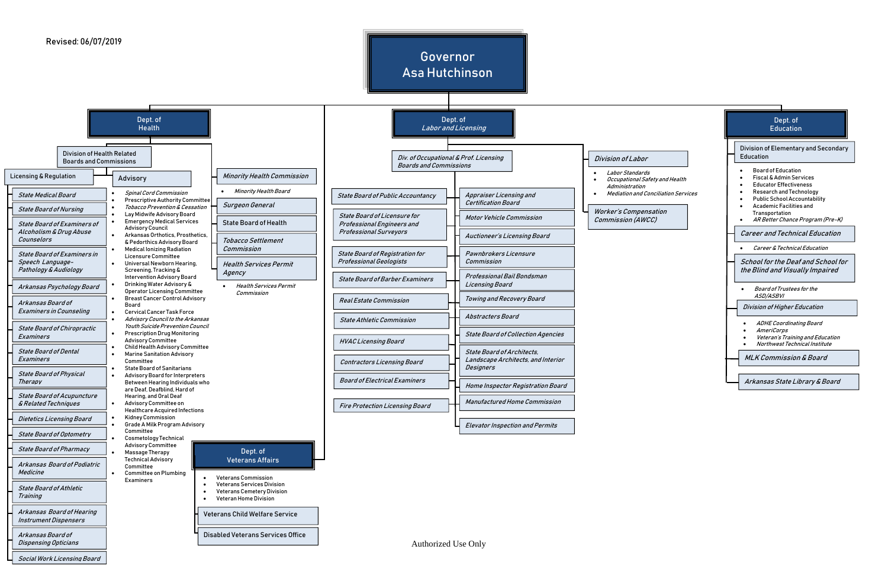Revised: 06/07/2019

# Governor Asa Hutchinson

## Dept. of Health

### Division of Health Related Boards and Commissions

#### Licensing & Regulation

- *State Medical Board*
- *State Board of Nursing*
- *State Board of Examiners of Alcoholism & Drug Abuse Counselors*
- *State Board of Examiners in Speech Language-Pathology & Audiology*
- *Arkansas Psychology Board*
- *Arkansas Board of Examiners in Counseling*
- *State Board of Chiropractic Examiners*
- *State Board of Dental Examiners*
- *State Board of Physical Therapy*
- *State Board of Acupuncture & Related Techniques*
- *Dietetics Licensing Board*
- *State Board of Optometry*
- *State Board of Pharmacy*
- *Arkansas Board of Podiatric Medicine*
- *State Board of Athletic Training*
- *Arkansas Board of Hearing Instrument Dispensers*
- *Arkansas Board of Dispensing Opticians*
- *Social Work Licensing Board*

#### Advisory

- *Spinal Cord Commission*
- Prescriptive Authority Committee
- *Tobacco Prevention & Cessation*
- Lay Midwife Advisory Board
- Emergency Medical Services Advisory Council
- Arkansas Orthotics, Prosthetics, & Pedorthics Advisory Board
- Medical Ionizing Radiation Licensure Committee
- Universal Newborn Hearing, Screening, Tracking & Intervention Advisory Board
- Drinking Water Advisory & Operator Licensing Committee
- Breast Cancer Control Advisory Board
- Cervical Cancer Task Force
- *Advisory Council to the Arkansas Youth Suicide Prevention Council*
- Prescription Drug Monitoring Advisory Committee
- Child Health Advisory Committee
- Marine Sanitation Advisory Committee
- State Board of Sanitarians
- Advisory Board for Interpreters Between Hearing Individuals who are Deaf, Deafblind, Hard of Hearing, and Oral Deaf
- Advisory Committee on Healthcare Acquired Infections
- Kidney Commission
- Grade A Milk Program Advisory Committee
- Cosmetology Technical Advisory Committee
- Massage Therapy Technical Advisory Committee
- Committee on Plumbing Examiners

### *Minority Health Commission*

- *Minority Health Board*

### *Surgeon General*

### State Board of Health

### *Tobacco Settlement Commission*

### *Health Services Permit Agency*

- *Health Services Permit Commission*

## Dept. of Veterans Affairs

- Veterans Commission
- Veterans Services Division
- Veterans Cemetery Division
- Veteran Home Division

### Veterans Child Welfare Service

### Disabled Veterans Services Office

## Dept. of *Labor and Licensing*

### *Div. of Occupational & Prof. Licensing Boards and Commissions*

- *State Board of Public Accountancy*
- *State Board of Licensure for Professional Engineers and Professional Surveyors*
- *State Board of Registration for Professional Geologists*
- *State Board of Barber Examiners*
- *Real Estate Commission*
- *State Athletic Commission*
- *HVAC Licensing Board*
- *Contractors Licensing Board*
- *Board of Electrical Examiners*
- *Fire Protection Licensing Board*
- *Appraiser Licensing and Certification Board*
- *Motor Vehicle Commission*
- *Auctioneer's Licensing Board*
- *Pawnbrokers Licensure Commission*
- *Professional Bail Bondsman Licensing Board*
- *Towing and Recovery Board*
- *Abstracters Board*
- *State Board of Collection Agencies*
- *State Board of Architects, Landscape Architects, and Interior Designers*
- *Home Inspector Registration Board*
- *Manufactured Home Commission*
- *Elevator Inspection and Permits*

### *Division of Labor*

- *Labor Standards*
- *Occupational Safety and Health Administration*
- *Mediation and Conciliation Services*

### *Worker's Compensation Commission (AWCC)*

## Dept. of Education

### Division of Elementary and Secondary Education

- Board of Education
- Fiscal & Admin Services
- Educator Effectiveness
- Research and Technology
- Public School Accountability
- Academic Facilities and Transportation
- *AR Better Chance Program (Pre-K)*

### *Career and Technical Education*

- *Career & Technical Education*

### *School for the Deaf and School for the Blind and Visually Impaired*

- *Board of Trustees for the ASD/ASBVI*

### *Division of Higher Education*

- *ADHE Coordinating Board*
- *AmeriCorps*
- *Veteran's Training and Education*
- *Northwest Technical Institute*

### *MLK Commission & Board*

### *Arkansas State Library & Board*

Authorized Use Only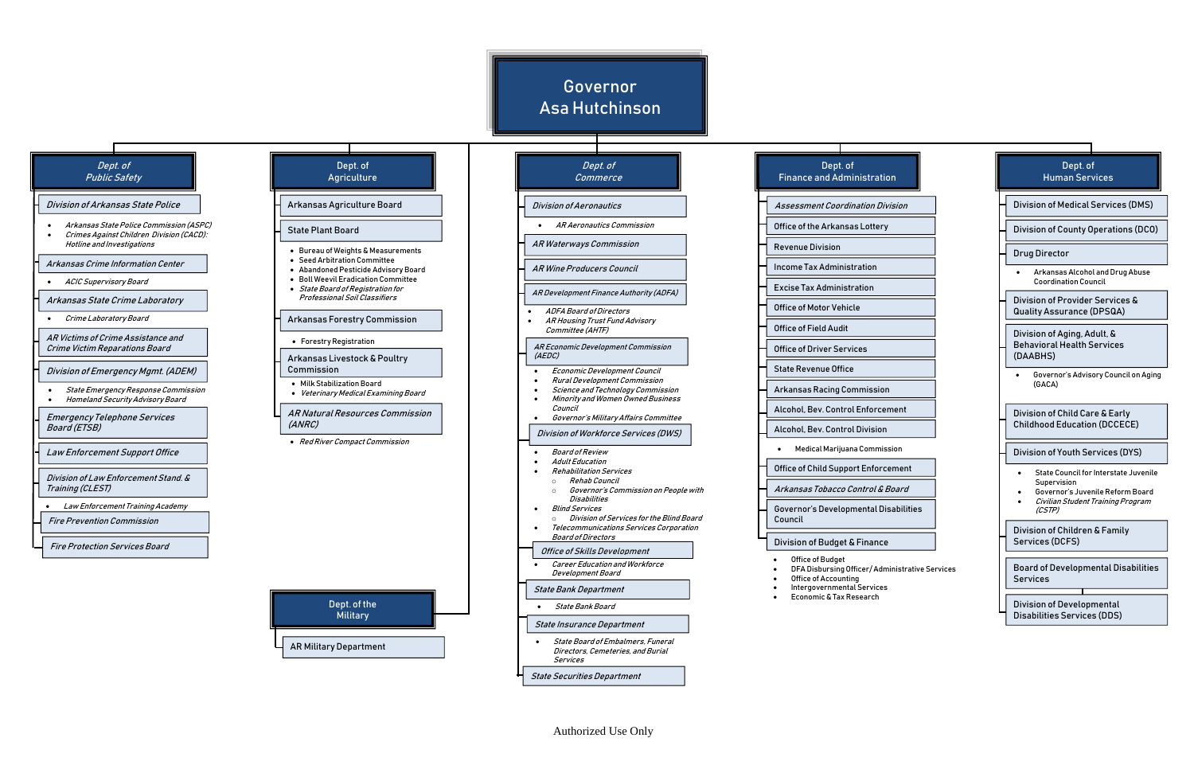# Governor Asa Hutchinson

## Dept. of Public Safety

- *Division of Arkansas State Police*
  - *Arkansas State Police Commission (ASPC)*
  - *Crimes Against Children Division (CACD): Hotline and Investigations*
- *Arkansas Crime Information Center*
  - *ACIC Supervisory Board*
- *Arkansas State Crime Laboratory*
  - *Crime Laboratory Board*
- *AR Victims of Crime Assistance and Crime Victim Reparations Board*
- *Division of Emergency Mgmt. (ADEM)*
  - *State Emergency Response Commission*
  - *Homeland Security Advisory Board*
- *Emergency Telephone Services Board (ETSB)*
- *Law Enforcement Support Office*
- *Division of Law Enforcement Stand. & Training (CLEST)*
  - *Law Enforcement Training Academy*
- *Fire Prevention Commission*
- *Fire Protection Services Board*

## Dept. of Agriculture

- Arkansas Agriculture Board
- State Plant Board
  - Bureau of Weights & Measurements
  - Seed Arbitration Committee
  - Abandoned Pesticide Advisory Board
  - Boll Weevil Eradication Committee
  - *State Board of Registration for Professional Soil Classifiers*
- Arkansas Forestry Commission
  - Forestry Registration
- Arkansas Livestock & Poultry Commission
  - Milk Stabilization Board
  - *Veterinary Medical Examining Board*
- *AR Natural Resources Commission (ANRC)*
  - *Red River Compact Commission*

## Dept. of the Military

- AR Military Department

## Dept. of Commerce

- *Division of Aeronautics*
  - *AR Aeronautics Commission*
- *AR Waterways Commission*
- *AR Wine Producers Council*
- *AR Development Finance Authority (ADFA)*
  - *ADFA Board of Directors*
  - *AR Housing Trust Fund Advisory Committee (AHTF)*
- *AR Economic Development Commission (AEDC)*
  - *Economic Development Council*
  - *Rural Development Commission*
  - *Science and Technology Commission*
  - *Minority and Women Owned Business Council*
  - *Governor's Military Affairs Committee*
- *Division of Workforce Services (DWS)*
  - *Board of Review*
  - *Adult Education*
  - *Rehabilitation Services*
    - *Rehab Council*
    - *Governor's Commission on People with Disabilities*
  - *Blind Services*
    - *Division of Services for the Blind Board*
  - *Telecommunications Services Corporation Board of Directors*
- *Office of Skills Development*
  - *Career Education and Workforce Development Board*
- *State Bank Department*
  - *State Bank Board*
- *State Insurance Department*
  - *State Board of Embalmers, Funeral Directors, Cemeteries, and Burial Services*
- *State Securities Department*

## Dept. of Finance and Administration

- *Assessment Coordination Division*
- Office of the Arkansas Lottery
- Revenue Division
- Income Tax Administration
- Excise Tax Administration
- Office of Motor Vehicle
- Office of Field Audit
- Office of Driver Services
- State Revenue Office
- Arkansas Racing Commission
- Alcohol, Bev. Control Enforcement
- Alcohol, Bev. Control Division
  - Medical Marijuana Commission
- Office of Child Support Enforcement
- *Arkansas Tobacco Control & Board*
- Governor's Developmental Disabilities Council
- Division of Budget & Finance
  - Office of Budget
  - DFA Disbursing Officer/ Administrative Services
  - Office of Accounting
  - Intergovernmental Services
  - Economic & Tax Research

## Dept. of Human Services

- Division of Medical Services (DMS)
- Division of County Operations (DCO)
- Drug Director
  - Arkansas Alcohol and Drug Abuse Coordination Council
- Division of Provider Services & Quality Assurance (DPSQA)
- Division of Aging, Adult, & Behavioral Health Services (DAABHS)
  - Governor's Advisory Council on Aging (GACA)
- Division of Child Care & Early Childhood Education (DCCECE)
- Division of Youth Services (DYS)
  - State Council for Interstate Juvenile Supervision
  - Governor's Juvenile Reform Board
  - *Civilian Student Training Program (CSTP)*
- Division of Children & Family Services (DCFS)
- Board of Developmental Disabilities Services
- Division of Developmental Disabilities Services (DDS)

Authorized Use Only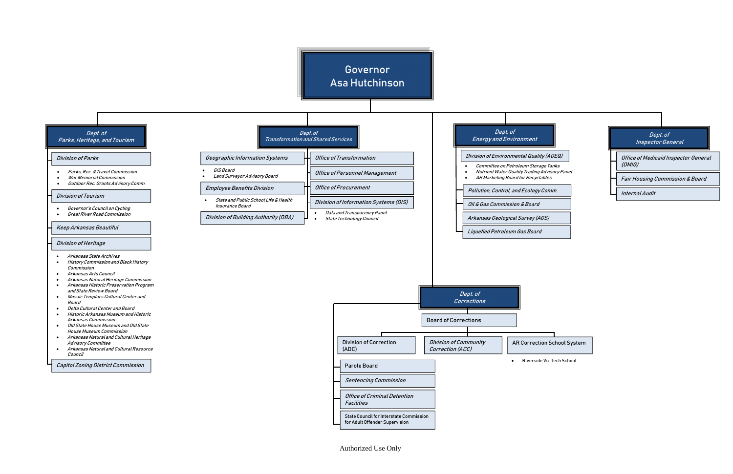# Governor Asa Hutchinson

## Dept. of Parks, Heritage, and Tourism

- *Division of Parks*
  - *Parks, Rec. & Travel Commission*
  - *War Memorial Commission*
  - *Outdoor Rec. Grants Advisory Comm.*
- *Division of Tourism*
  - *Governor's Council on Cycling*
  - *Great River Road Commission*
- *Keep Arkansas Beautiful*
- *Division of Heritage*
  - *Arkansas State Archives*
  - *History Commission and Black History Commission*
  - *Arkansas Arts Council*
  - *Arkansas Natural Heritage Commission*
  - *Arkansas Historic Preservation Program and State Review Board*
  - *Mosaic Templars Cultural Center and Board*
  - *Delta Cultural Center and Board*
  - *Historic Arkansas Museum and Historic Arkansas Commission*
  - *Old State House Museum and Old State House Museum Commission*
  - *Arkansas Natural and Cultural Heritage Advisory Committee*
  - *Arkansas Natural and Cultural Resource Council*
- *Capitol Zoning District Commission*

## Dept. of Transformation and Shared Services

- *Geographic Information Systems*
  - *GIS Board*
  - *Land Surveyor Advisory Board*
- *Employee Benefits Division*
  - *State and Public School Life & Health Insurance Board*
- *Division of Building Authority (DBA)*
- *Office of Transformation*
- *Office of Personnel Management*
- *Office of Procurement*
- *Division of Information Systems (DIS)*
  - *Data and Transparency Panel*
  - *State Technology Council*

## Dept. of Energy and Environment

- *Division of Environmental Quality (ADEQ)*
  - *Committee on Petroleum Storage Tanks*
  - *Nutrient Water Quality Trading Advisory Panel*
  - *AR Marketing Board for Recyclables*
- *Pollution, Control, and Ecology Comm.*
- *Oil & Gas Commission & Board*
- *Arkansas Geological Survey (AGS)*
- *Liquefied Petroleum Gas Board*

## Dept. of Inspector General

- *Office of Medicaid Inspector General (OMIG)*
- *Fair Housing Commission & Board*
- *Internal Audit*

## Dept. of Corrections

- Board of Corrections
  - Division of Correction (ADC)
  - *Division of Community Correction (ACC)*
  - AR Correction School System
    - Riverside Vo-Tech School
- Parole Board
- *Sentencing Commission*
- *Office of Criminal Detention Facilities*
- State Council for Interstate Commission for Adult Offender Supervision

Authorized Use Only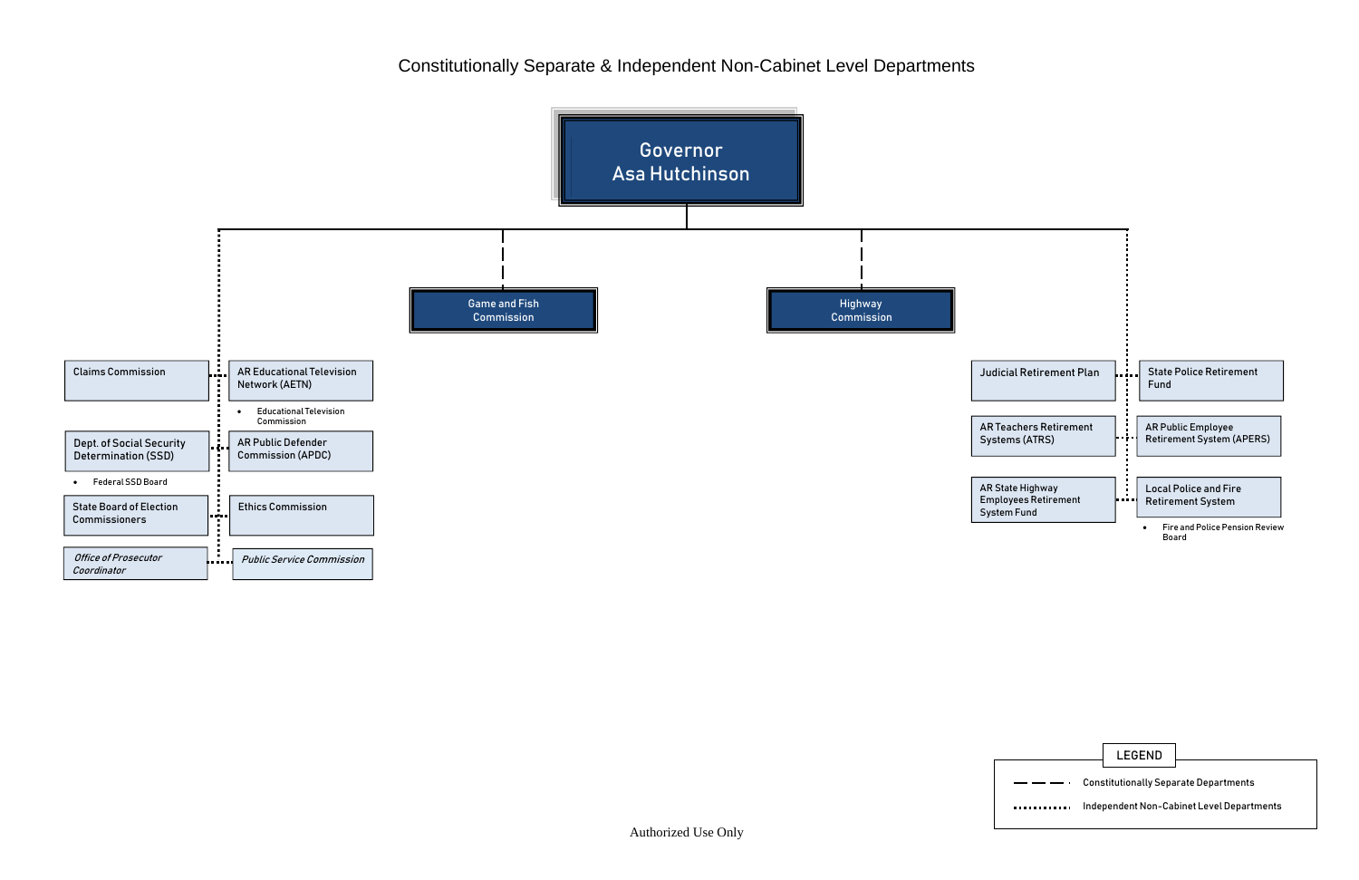# Constitutionally Separate & Independent Non-Cabinet Level Departments

**Governor**
**Asa Hutchinson**

**Constitutionally Separate Departments:**

- Game and Fish Commission
- Highway Commission

**Independent Non-Cabinet Level Departments:**

- Claims Commission
- AR Educational Television Network (AETN)
  - Educational Television Commission
- Dept. of Social Security Determination (SSD)
  - Federal SSD Board
- AR Public Defender Commission (APDC)
- State Board of Election Commissioners
- Ethics Commission
- *Office of Prosecutor Coordinator*
- *Public Service Commission*
- Judicial Retirement Plan
- State Police Retirement Fund
- AR Teachers Retirement Systems (ATRS)
- AR Public Employee Retirement System (APERS)
- AR State Highway Employees Retirement System Fund
- Local Police and Fire Retirement System
  - Fire and Police Pension Review Board

**LEGEND**

- — — — Constitutionally Separate Departments
- ........... Independent Non-Cabinet Level Departments

Authorized Use Only